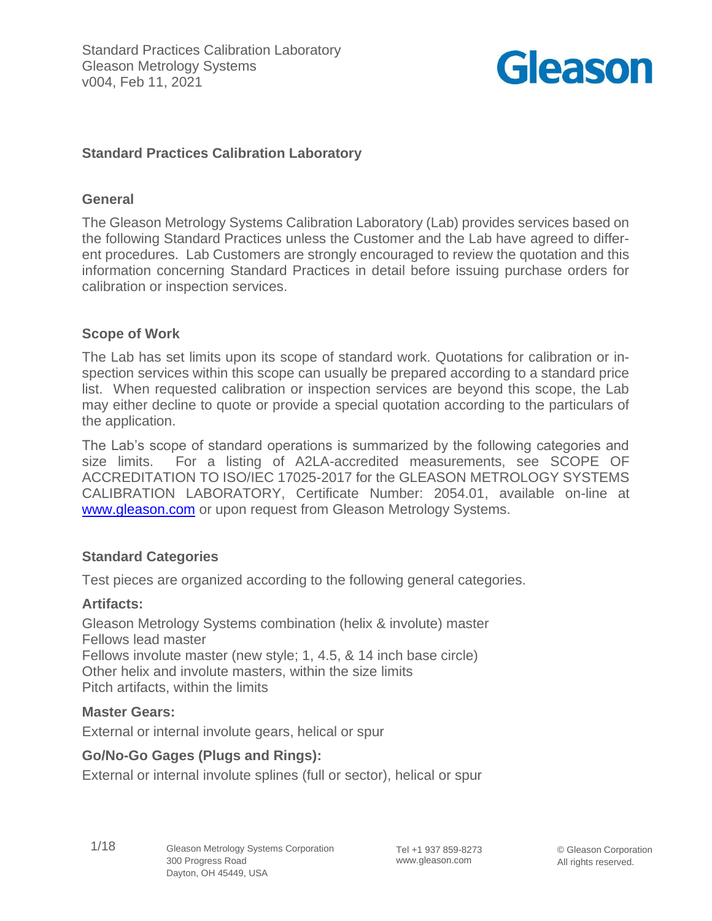# Standard Practices Calibration Laboratory

## General

The Gleason Metrology Systems Calibration Laboratory (Lab) provides services based on the following Standard Practices unless the Customer and the Lab have agreed to different procedures. Lab Customers are strongly encouraged to review the quotation and this information concerning Standard Practices in detail before issuing purchase orders for calibration or inspection services.

## Scope of Work

The Lab has set limits upon its scope of standard work. Quotations for calibration or inspection services within this scope can usually be prepared according to a standard price list. When requested calibration or inspection services are beyond this scope, the Lab may either decline to quote or provide a special quotation according to the particulars of the application.

The Lab's scope of standard operations is summarized by the following categories and size limits. For a listing of A2LA-accredited measurements, see SCOPE OF ACCREDITATION TO ISO/IEC 17025-2017 for the GLEASON METROLOGY SYSTEMS CALIBRATION LABORATORY, Certificate Number: 2054.01, available on-line at [www.gleason.com](http://www.gleason.com) or upon request from Gleason Metrology Systems.

## Standard Categories

Test pieces are organized according to the following general categories.

### Artifacts:

Gleason Metrology Systems combination (helix & involute) master
Fellows lead master
Fellows involute master (new style; 1, 4.5, & 14 inch base circle)
Other helix and involute masters, within the size limits
Pitch artifacts, within the limits

### Master Gears:

External or internal involute gears, helical or spur

### Go/No-Go Gages (Plugs and Rings):

External or internal involute splines (full or sector), helical or spur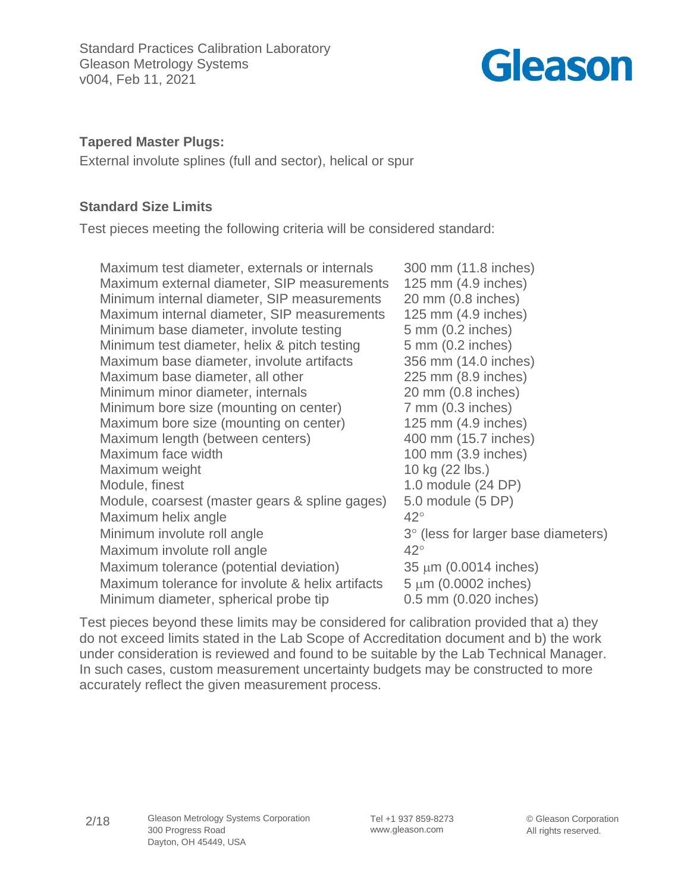**Tapered Master Plugs:**

External involute splines (full and sector), helical or spur

**Standard Size Limits**

Test pieces meeting the following criteria will be considered standard:

| | |
|---|---|
| Maximum test diameter, externals or internals | 300 mm (11.8 inches) |
| Maximum external diameter, SIP measurements | 125 mm (4.9 inches) |
| Minimum internal diameter, SIP measurements | 20 mm (0.8 inches) |
| Maximum internal diameter, SIP measurements | 125 mm (4.9 inches) |
| Minimum base diameter, involute testing | 5 mm (0.2 inches) |
| Minimum test diameter, helix & pitch testing | 5 mm (0.2 inches) |
| Maximum base diameter, involute artifacts | 356 mm (14.0 inches) |
| Maximum base diameter, all other | 225 mm (8.9 inches) |
| Minimum minor diameter, internals | 20 mm (0.8 inches) |
| Minimum bore size (mounting on center) | 7 mm (0.3 inches) |
| Maximum bore size (mounting on center) | 125 mm (4.9 inches) |
| Maximum length (between centers) | 400 mm (15.7 inches) |
| Maximum face width | 100 mm (3.9 inches) |
| Maximum weight | 10 kg (22 lbs.) |
| Module, finest | 1.0 module (24 DP) |
| Module, coarsest (master gears & spline gages) | 5.0 module (5 DP) |
| Maximum helix angle | 42° |
| Minimum involute roll angle | 3° (less for larger base diameters) |
| Maximum involute roll angle | 42° |
| Maximum tolerance (potential deviation) | 35 µm (0.0014 inches) |
| Maximum tolerance for involute & helix artifacts | 5 µm (0.0002 inches) |
| Minimum diameter, spherical probe tip | 0.5 mm (0.020 inches) |

Test pieces beyond these limits may be considered for calibration provided that a) they do not exceed limits stated in the Lab Scope of Accreditation document and b) the work under consideration is reviewed and found to be suitable by the Lab Technical Manager. In such cases, custom measurement uncertainty budgets may be constructed to more accurately reflect the given measurement process.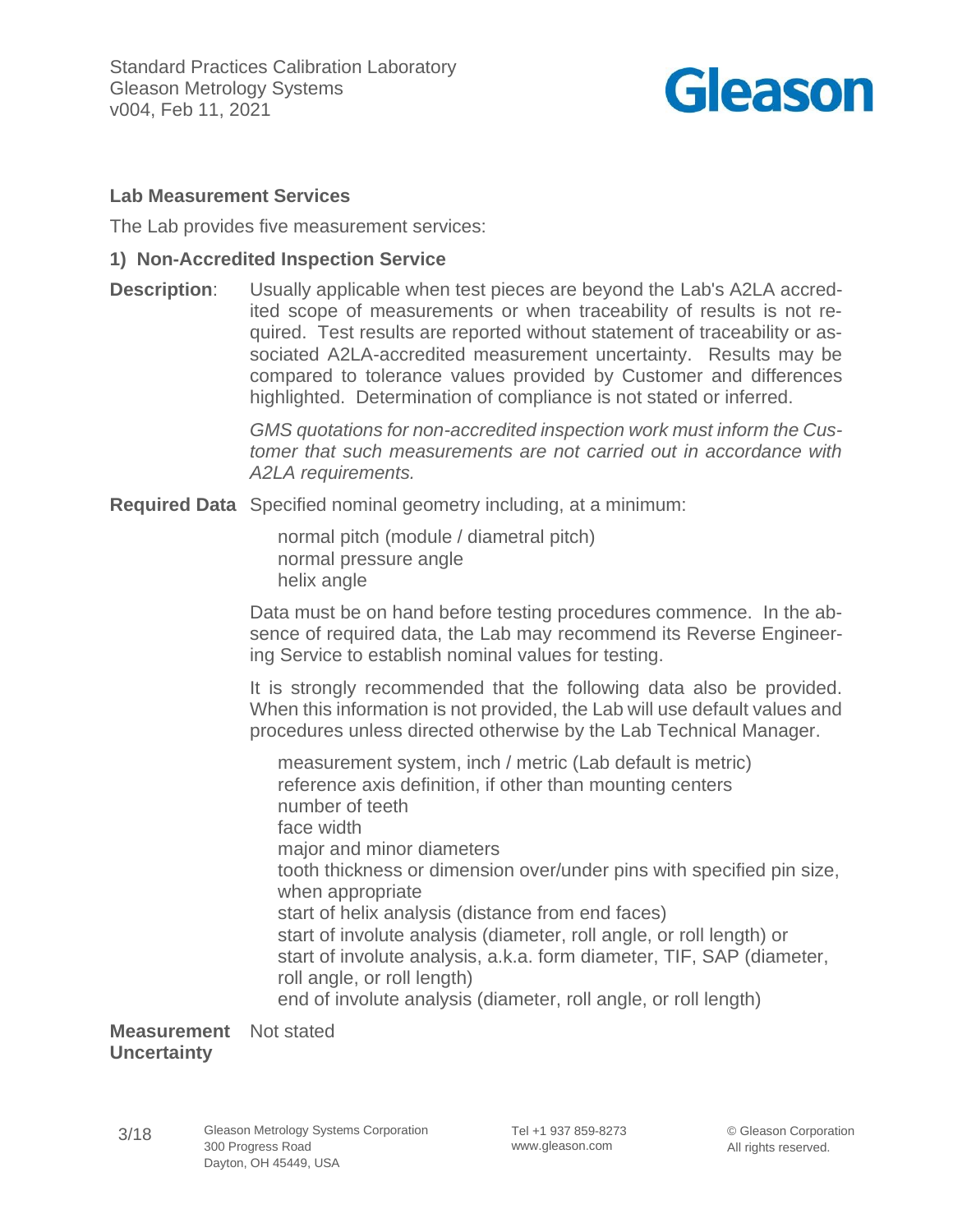### Lab Measurement Services

The Lab provides five measurement services:

#### 1) Non-Accredited Inspection Service

**Description**: Usually applicable when test pieces are beyond the Lab's A2LA accredited scope of measurements or when traceability of results is not required. Test results are reported without statement of traceability or associated A2LA-accredited measurement uncertainty. Results may be compared to tolerance values provided by Customer and differences highlighted. Determination of compliance is not stated or inferred.

*GMS quotations for non-accredited inspection work must inform the Customer that such measurements are not carried out in accordance with A2LA requirements.*

**Required Data** Specified nominal geometry including, at a minimum:

normal pitch (module / diametral pitch)
normal pressure angle
helix angle

Data must be on hand before testing procedures commence. In the absence of required data, the Lab may recommend its Reverse Engineering Service to establish nominal values for testing.

It is strongly recommended that the following data also be provided. When this information is not provided, the Lab will use default values and procedures unless directed otherwise by the Lab Technical Manager.

measurement system, inch / metric (Lab default is metric)
reference axis definition, if other than mounting centers
number of teeth
face width
major and minor diameters
tooth thickness or dimension over/under pins with specified pin size, when appropriate
start of helix analysis (distance from end faces)
start of involute analysis (diameter, roll angle, or roll length) or
start of involute analysis, a.k.a. form diameter, TIF, SAP (diameter, roll angle, or roll length)
end of involute analysis (diameter, roll angle, or roll length)

**Measurement Uncertainty** Not stated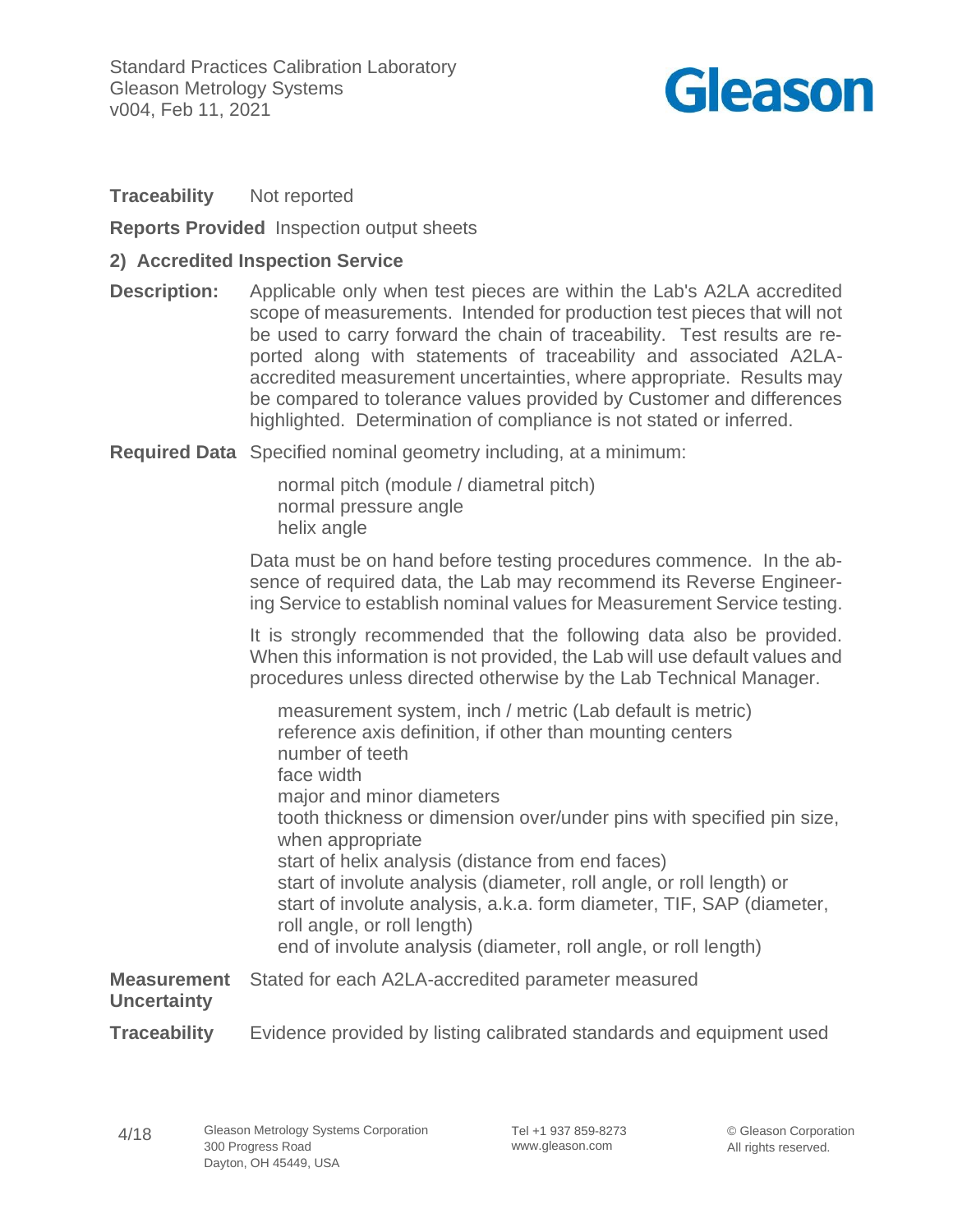**Traceability** Not reported

**Reports Provided** Inspection output sheets

### 2) Accredited Inspection Service

**Description:** Applicable only when test pieces are within the Lab's A2LA accredited scope of measurements. Intended for production test pieces that will not be used to carry forward the chain of traceability. Test results are reported along with statements of traceability and associated A2LA-accredited measurement uncertainties, where appropriate. Results may be compared to tolerance values provided by Customer and differences highlighted. Determination of compliance is not stated or inferred.

**Required Data** Specified nominal geometry including, at a minimum:

- normal pitch (module / diametral pitch)
- normal pressure angle
- helix angle

Data must be on hand before testing procedures commence. In the absence of required data, the Lab may recommend its Reverse Engineering Service to establish nominal values for Measurement Service testing.

It is strongly recommended that the following data also be provided. When this information is not provided, the Lab will use default values and procedures unless directed otherwise by the Lab Technical Manager.

- measurement system, inch / metric (Lab default is metric)
- reference axis definition, if other than mounting centers
- number of teeth
- face width
- major and minor diameters
- tooth thickness or dimension over/under pins with specified pin size, when appropriate
- start of helix analysis (distance from end faces)
- start of involute analysis (diameter, roll angle, or roll length) or start of involute analysis, a.k.a. form diameter, TIF, SAP (diameter, roll angle, or roll length)
- end of involute analysis (diameter, roll angle, or roll length)

**Measurement Uncertainty** Stated for each A2LA-accredited parameter measured

**Traceability** Evidence provided by listing calibrated standards and equipment used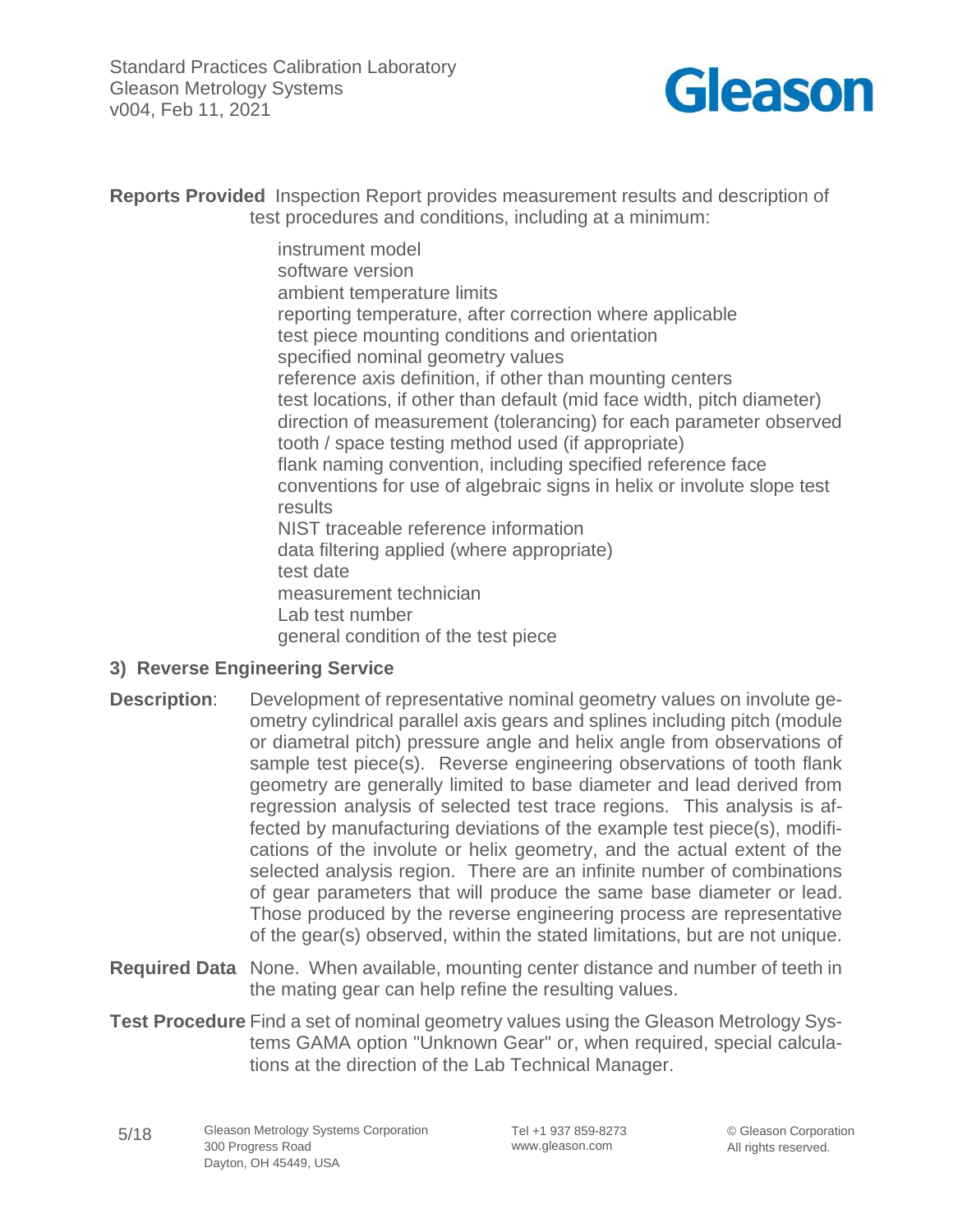**Reports Provided** Inspection Report provides measurement results and description of test procedures and conditions, including at a minimum:

- instrument model
- software version
- ambient temperature limits
- reporting temperature, after correction where applicable
- test piece mounting conditions and orientation
- specified nominal geometry values
- reference axis definition, if other than mounting centers
- test locations, if other than default (mid face width, pitch diameter)
- direction of measurement (tolerancing) for each parameter observed
- tooth / space testing method used (if appropriate)
- flank naming convention, including specified reference face
- conventions for use of algebraic signs in helix or involute slope test results
- NIST traceable reference information
- data filtering applied (where appropriate)
- test date
- measurement technician
- Lab test number
- general condition of the test piece

### 3) Reverse Engineering Service

**Description**: Development of representative nominal geometry values on involute geometry cylindrical parallel axis gears and splines including pitch (module or diametral pitch) pressure angle and helix angle from observations of sample test piece(s). Reverse engineering observations of tooth flank geometry are generally limited to base diameter and lead derived from regression analysis of selected test trace regions. This analysis is affected by manufacturing deviations of the example test piece(s), modifications of the involute or helix geometry, and the actual extent of the selected analysis region. There are an infinite number of combinations of gear parameters that will produce the same base diameter or lead. Those produced by the reverse engineering process are representative of the gear(s) observed, within the stated limitations, but are not unique.

**Required Data** None. When available, mounting center distance and number of teeth in the mating gear can help refine the resulting values.

**Test Procedure** Find a set of nominal geometry values using the Gleason Metrology Systems GAMA option "Unknown Gear" or, when required, special calculations at the direction of the Lab Technical Manager.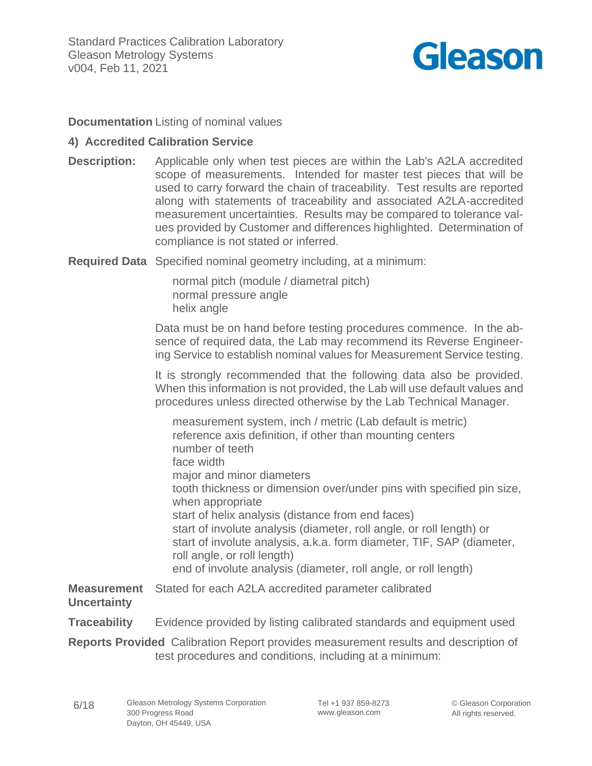**Documentation** Listing of nominal values

## 4) Accredited Calibration Service

**Description:** Applicable only when test pieces are within the Lab's A2LA accredited scope of measurements. Intended for master test pieces that will be used to carry forward the chain of traceability. Test results are reported along with statements of traceability and associated A2LA-accredited measurement uncertainties. Results may be compared to tolerance values provided by Customer and differences highlighted. Determination of compliance is not stated or inferred.

**Required Data** Specified nominal geometry including, at a minimum:

- normal pitch (module / diametral pitch)
- normal pressure angle
- helix angle

Data must be on hand before testing procedures commence. In the absence of required data, the Lab may recommend its Reverse Engineering Service to establish nominal values for Measurement Service testing.

It is strongly recommended that the following data also be provided. When this information is not provided, the Lab will use default values and procedures unless directed otherwise by the Lab Technical Manager.

- measurement system, inch / metric (Lab default is metric)
- reference axis definition, if other than mounting centers
- number of teeth
- face width
- major and minor diameters
- tooth thickness or dimension over/under pins with specified pin size, when appropriate
- start of helix analysis (distance from end faces)
- start of involute analysis (diameter, roll angle, or roll length) or start of involute analysis, a.k.a. form diameter, TIF, SAP (diameter, roll angle, or roll length)
- end of involute analysis (diameter, roll angle, or roll length)

**Measurement Uncertainty** Stated for each A2LA accredited parameter calibrated

**Traceability** Evidence provided by listing calibrated standards and equipment used

**Reports Provided** Calibration Report provides measurement results and description of test procedures and conditions, including at a minimum: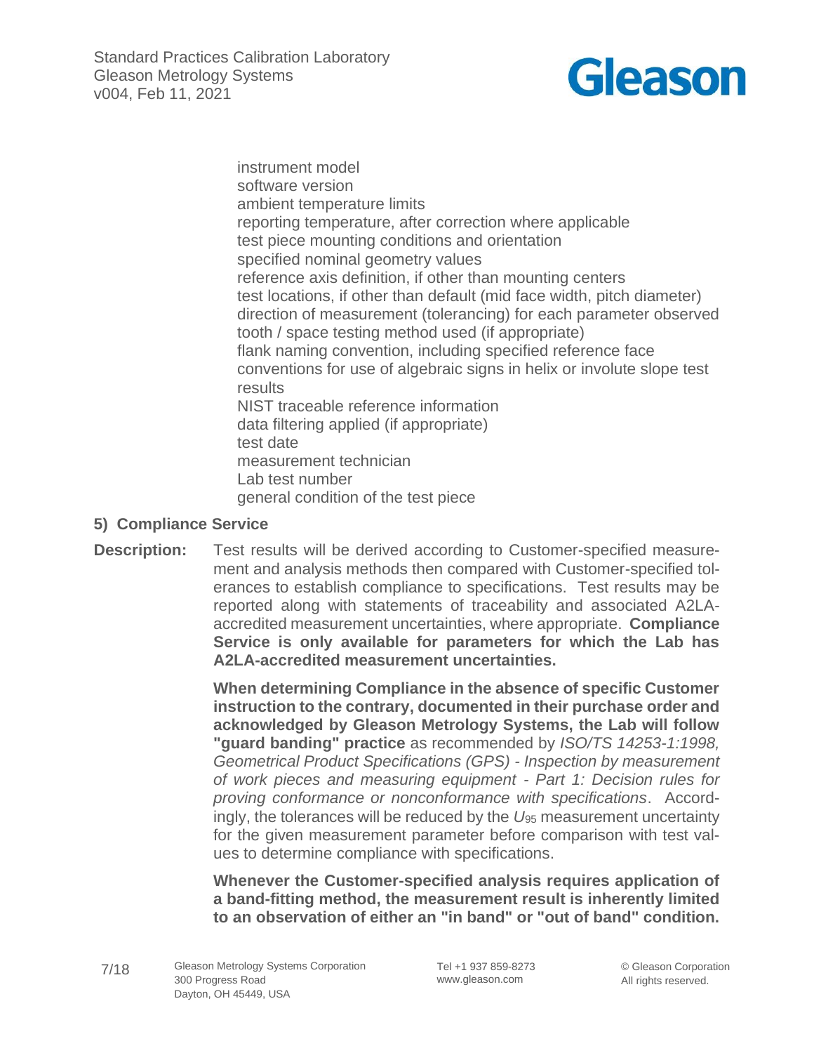instrument model
software version
ambient temperature limits
reporting temperature, after correction where applicable
test piece mounting conditions and orientation
specified nominal geometry values
reference axis definition, if other than mounting centers
test locations, if other than default (mid face width, pitch diameter)
direction of measurement (tolerancing) for each parameter observed
tooth / space testing method used (if appropriate)
flank naming convention, including specified reference face
conventions for use of algebraic signs in helix or involute slope test results
NIST traceable reference information
data filtering applied (if appropriate)
test date
measurement technician
Lab test number
general condition of the test piece

## 5) Compliance Service

**Description:** Test results will be derived according to Customer-specified measurement and analysis methods then compared with Customer-specified tolerances to establish compliance to specifications. Test results may be reported along with statements of traceability and associated A2LA-accredited measurement uncertainties, where appropriate. **Compliance Service is only available for parameters for which the Lab has A2LA-accredited measurement uncertainties.**

**When determining Compliance in the absence of specific Customer instruction to the contrary, documented in their purchase order and acknowledged by Gleason Metrology Systems, the Lab will follow "guard banding" practice** as recommended by *ISO/TS 14253-1:1998, Geometrical Product Specifications (GPS) - Inspection by measurement of work pieces and measuring equipment - Part 1: Decision rules for proving conformance or nonconformance with specifications*. Accordingly, the tolerances will be reduced by the $U_{95}$ measurement uncertainty for the given measurement parameter before comparison with test values to determine compliance with specifications.

**Whenever the Customer-specified analysis requires application of a band-fitting method, the measurement result is inherently limited to an observation of either an "in band" or "out of band" condition.**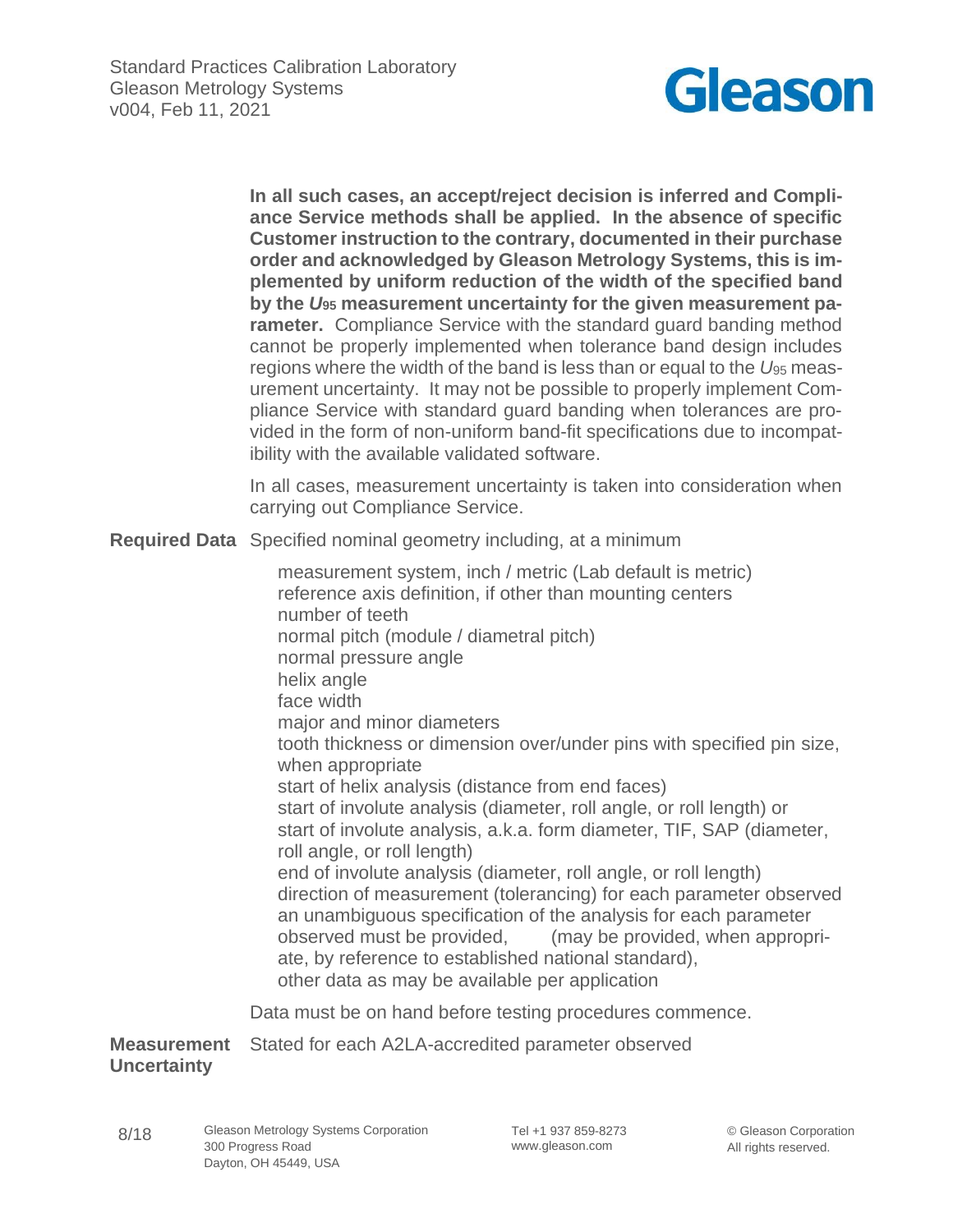**In all such cases, an accept/reject decision is inferred and Compliance Service methods shall be applied. In the absence of specific Customer instruction to the contrary, documented in their purchase order and acknowledged by Gleason Metrology Systems, this is implemented by uniform reduction of the width of the specified band by the $U_{95}$ measurement uncertainty for the given measurement parameter.** Compliance Service with the standard guard banding method cannot be properly implemented when tolerance band design includes regions where the width of the band is less than or equal to the $U_{95}$ measurement uncertainty. It may not be possible to properly implement Compliance Service with standard guard banding when tolerances are provided in the form of non-uniform band-fit specifications due to incompatibility with the available validated software.

In all cases, measurement uncertainty is taken into consideration when carrying out Compliance Service.

**Required Data** Specified nominal geometry including, at a minimum

- measurement system, inch / metric (Lab default is metric)
- reference axis definition, if other than mounting centers
- number of teeth
- normal pitch (module / diametral pitch)
- normal pressure angle
- helix angle
- face width
- major and minor diameters
- tooth thickness or dimension over/under pins with specified pin size, when appropriate
- start of helix analysis (distance from end faces)
- start of involute analysis (diameter, roll angle, or roll length) or start of involute analysis, a.k.a. form diameter, TIF, SAP (diameter, roll angle, or roll length)
- end of involute analysis (diameter, roll angle, or roll length)
- direction of measurement (tolerancing) for each parameter observed
- an unambiguous specification of the analysis for each parameter observed must be provided, (may be provided, when appropriate, by reference to established national standard),
- other data as may be available per application

Data must be on hand before testing procedures commence.

**Measurement Uncertainty** Stated for each A2LA-accredited parameter observed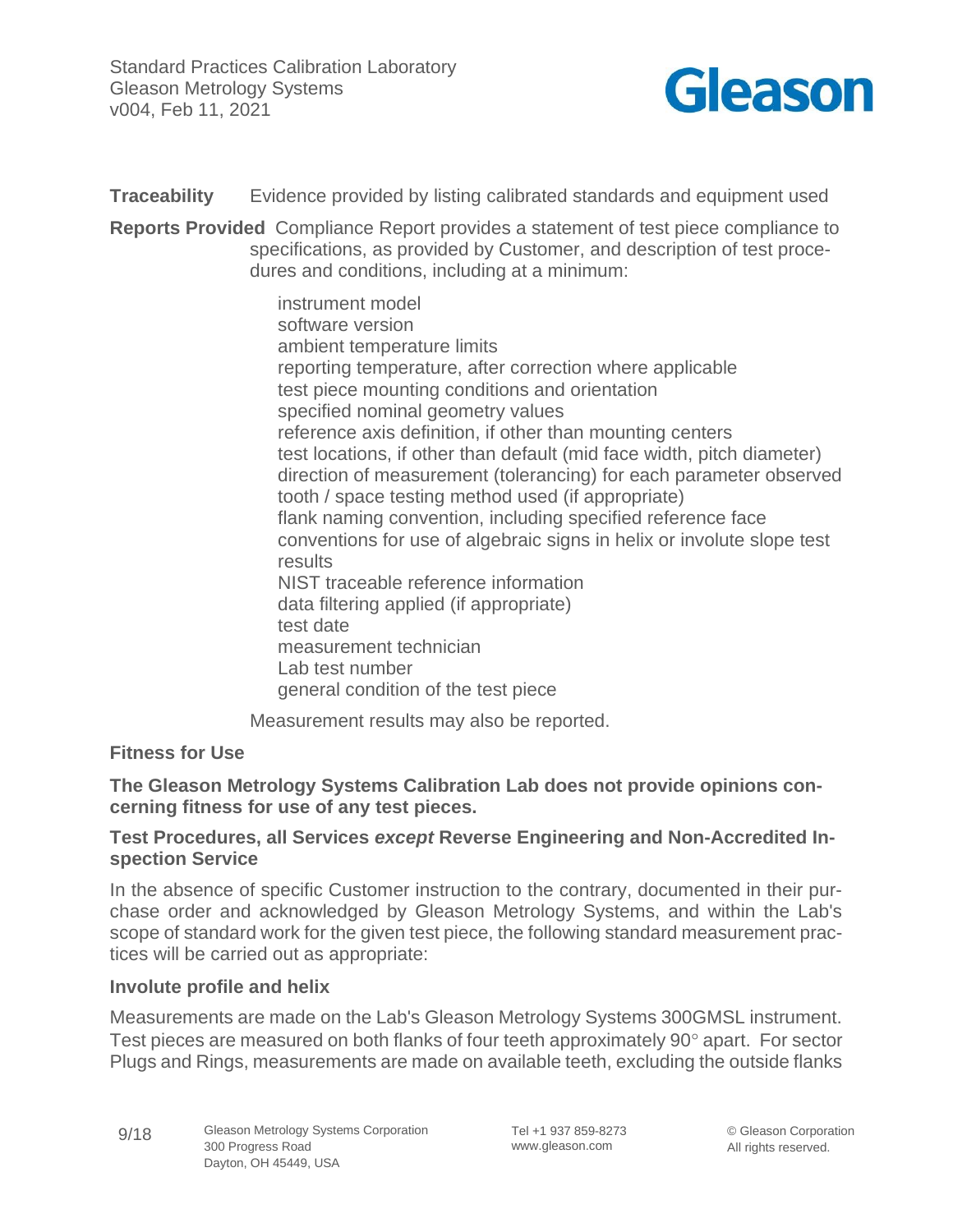**Traceability** Evidence provided by listing calibrated standards and equipment used

**Reports Provided** Compliance Report provides a statement of test piece compliance to specifications, as provided by Customer, and description of test procedures and conditions, including at a minimum:

- instrument model
- software version
- ambient temperature limits
- reporting temperature, after correction where applicable
- test piece mounting conditions and orientation
- specified nominal geometry values
- reference axis definition, if other than mounting centers
- test locations, if other than default (mid face width, pitch diameter)
- direction of measurement (tolerancing) for each parameter observed
- tooth / space testing method used (if appropriate)
- flank naming convention, including specified reference face
- conventions for use of algebraic signs in helix or involute slope test results
- NIST traceable reference information
- data filtering applied (if appropriate)
- test date
- measurement technician
- Lab test number
- general condition of the test piece

Measurement results may also be reported.

### Fitness for Use

**The Gleason Metrology Systems Calibration Lab does not provide opinions concerning fitness for use of any test pieces.**

### Test Procedures, all Services *except* Reverse Engineering and Non-Accredited Inspection Service

In the absence of specific Customer instruction to the contrary, documented in their purchase order and acknowledged by Gleason Metrology Systems, and within the Lab's scope of standard work for the given test piece, the following standard measurement practices will be carried out as appropriate:

### Involute profile and helix

Measurements are made on the Lab's Gleason Metrology Systems 300GMSL instrument. Test pieces are measured on both flanks of four teeth approximately 90° apart. For sector Plugs and Rings, measurements are made on available teeth, excluding the outside flanks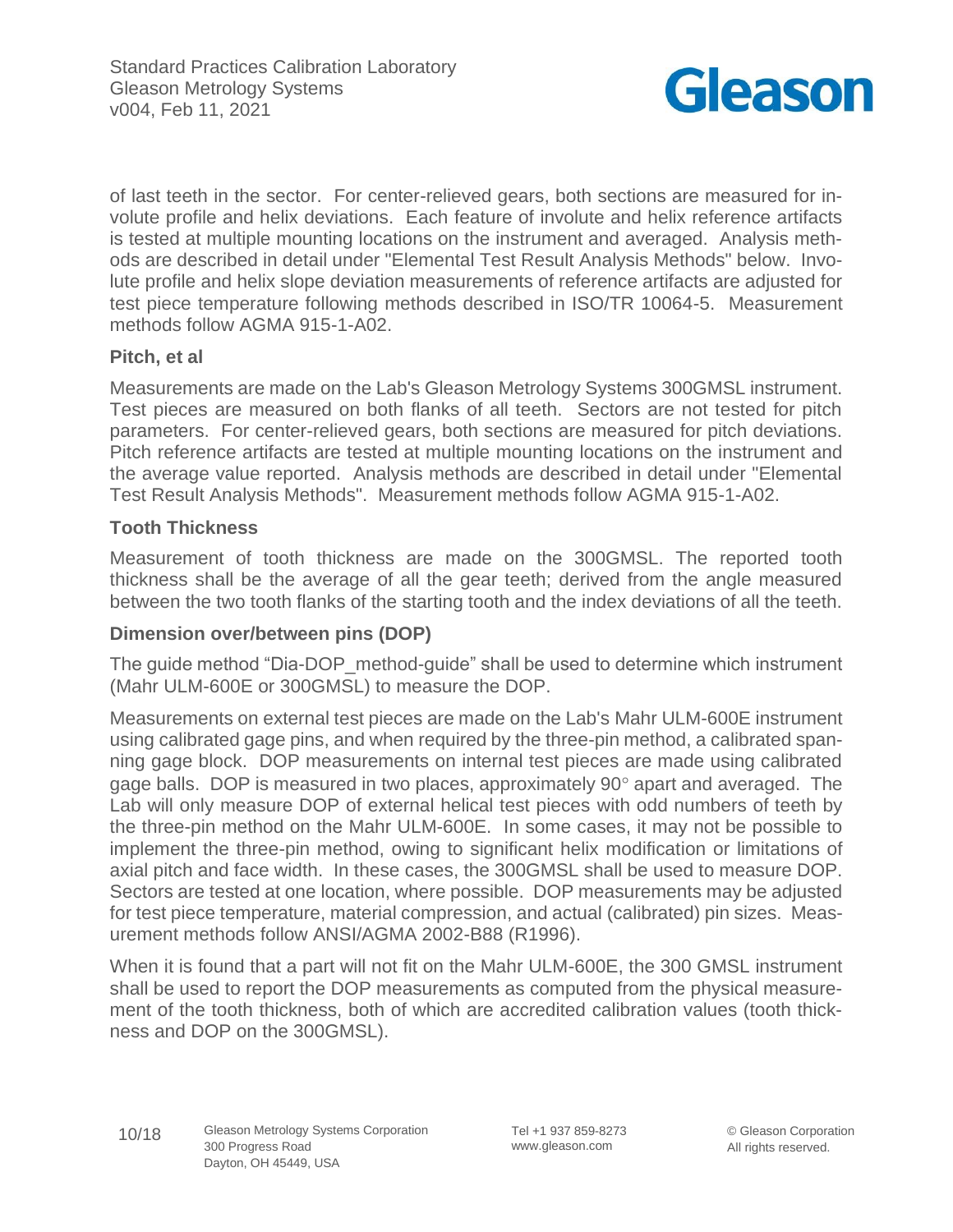of last teeth in the sector. For center-relieved gears, both sections are measured for involute profile and helix deviations. Each feature of involute and helix reference artifacts is tested at multiple mounting locations on the instrument and averaged. Analysis methods are described in detail under "Elemental Test Result Analysis Methods" below. Involute profile and helix slope deviation measurements of reference artifacts are adjusted for test piece temperature following methods described in ISO/TR 10064-5. Measurement methods follow AGMA 915-1-A02.

### Pitch, et al

Measurements are made on the Lab's Gleason Metrology Systems 300GMSL instrument. Test pieces are measured on both flanks of all teeth. Sectors are not tested for pitch parameters. For center-relieved gears, both sections are measured for pitch deviations. Pitch reference artifacts are tested at multiple mounting locations on the instrument and the average value reported. Analysis methods are described in detail under "Elemental Test Result Analysis Methods". Measurement methods follow AGMA 915-1-A02.

### Tooth Thickness

Measurement of tooth thickness are made on the 300GMSL. The reported tooth thickness shall be the average of all the gear teeth; derived from the angle measured between the two tooth flanks of the starting tooth and the index deviations of all the teeth.

### Dimension over/between pins (DOP)

The guide method "Dia-DOP_method-guide" shall be used to determine which instrument (Mahr ULM-600E or 300GMSL) to measure the DOP.

Measurements on external test pieces are made on the Lab's Mahr ULM-600E instrument using calibrated gage pins, and when required by the three-pin method, a calibrated spanning gage block. DOP measurements on internal test pieces are made using calibrated gage balls. DOP is measured in two places, approximately 90° apart and averaged. The Lab will only measure DOP of external helical test pieces with odd numbers of teeth by the three-pin method on the Mahr ULM-600E. In some cases, it may not be possible to implement the three-pin method, owing to significant helix modification or limitations of axial pitch and face width. In these cases, the 300GMSL shall be used to measure DOP. Sectors are tested at one location, where possible. DOP measurements may be adjusted for test piece temperature, material compression, and actual (calibrated) pin sizes. Measurement methods follow ANSI/AGMA 2002-B88 (R1996).

When it is found that a part will not fit on the Mahr ULM-600E, the 300 GMSL instrument shall be used to report the DOP measurements as computed from the physical measurement of the tooth thickness, both of which are accredited calibration values (tooth thickness and DOP on the 300GMSL).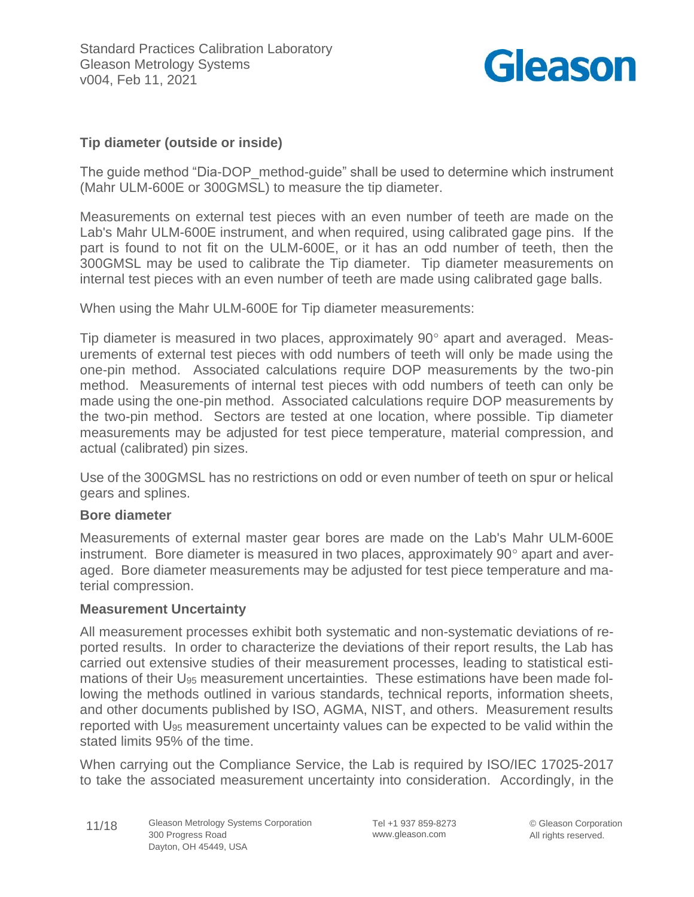### Tip diameter (outside or inside)

The guide method "Dia-DOP_method-guide" shall be used to determine which instrument (Mahr ULM-600E or 300GMSL) to measure the tip diameter.

Measurements on external test pieces with an even number of teeth are made on the Lab's Mahr ULM-600E instrument, and when required, using calibrated gage pins. If the part is found to not fit on the ULM-600E, or it has an odd number of teeth, then the 300GMSL may be used to calibrate the Tip diameter. Tip diameter measurements on internal test pieces with an even number of teeth are made using calibrated gage balls.

When using the Mahr ULM-600E for Tip diameter measurements:

Tip diameter is measured in two places, approximately 90° apart and averaged. Measurements of external test pieces with odd numbers of teeth will only be made using the one-pin method. Associated calculations require DOP measurements by the two-pin method. Measurements of internal test pieces with odd numbers of teeth can only be made using the one-pin method. Associated calculations require DOP measurements by the two-pin method. Sectors are tested at one location, where possible. Tip diameter measurements may be adjusted for test piece temperature, material compression, and actual (calibrated) pin sizes.

Use of the 300GMSL has no restrictions on odd or even number of teeth on spur or helical gears and splines.

### Bore diameter

Measurements of external master gear bores are made on the Lab's Mahr ULM-600E instrument. Bore diameter is measured in two places, approximately 90° apart and averaged. Bore diameter measurements may be adjusted for test piece temperature and material compression.

### Measurement Uncertainty

All measurement processes exhibit both systematic and non-systematic deviations of reported results. In order to characterize the deviations of their report results, the Lab has carried out extensive studies of their measurement processes, leading to statistical estimations of their $U_{95}$ measurement uncertainties. These estimations have been made following the methods outlined in various standards, technical reports, information sheets, and other documents published by ISO, AGMA, NIST, and others. Measurement results reported with $U_{95}$ measurement uncertainty values can be expected to be valid within the stated limits 95% of the time.

When carrying out the Compliance Service, the Lab is required by ISO/IEC 17025-2017 to take the associated measurement uncertainty into consideration. Accordingly, in the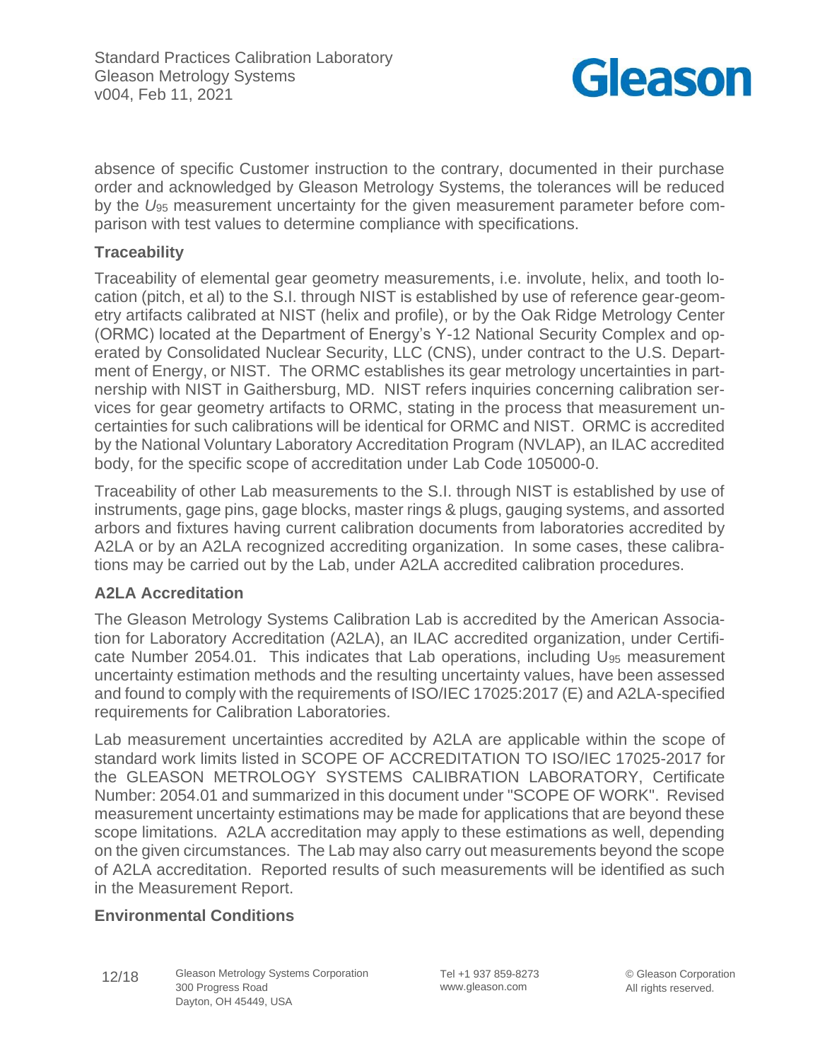absence of specific Customer instruction to the contrary, documented in their purchase order and acknowledged by Gleason Metrology Systems, the tolerances will be reduced by the $U_{95}$ measurement uncertainty for the given measurement parameter before comparison with test values to determine compliance with specifications.

### Traceability

Traceability of elemental gear geometry measurements, i.e. involute, helix, and tooth location (pitch, et al) to the S.I. through NIST is established by use of reference gear-geometry artifacts calibrated at NIST (helix and profile), or by the Oak Ridge Metrology Center (ORMC) located at the Department of Energy's Y-12 National Security Complex and operated by Consolidated Nuclear Security, LLC (CNS), under contract to the U.S. Department of Energy, or NIST. The ORMC establishes its gear metrology uncertainties in partnership with NIST in Gaithersburg, MD. NIST refers inquiries concerning calibration services for gear geometry artifacts to ORMC, stating in the process that measurement uncertainties for such calibrations will be identical for ORMC and NIST. ORMC is accredited by the National Voluntary Laboratory Accreditation Program (NVLAP), an ILAC accredited body, for the specific scope of accreditation under Lab Code 105000-0.

Traceability of other Lab measurements to the S.I. through NIST is established by use of instruments, gage pins, gage blocks, master rings & plugs, gauging systems, and assorted arbors and fixtures having current calibration documents from laboratories accredited by A2LA or by an A2LA recognized accrediting organization. In some cases, these calibrations may be carried out by the Lab, under A2LA accredited calibration procedures.

### A2LA Accreditation

The Gleason Metrology Systems Calibration Lab is accredited by the American Association for Laboratory Accreditation (A2LA), an ILAC accredited organization, under Certificate Number 2054.01. This indicates that Lab operations, including $U_{95}$ measurement uncertainty estimation methods and the resulting uncertainty values, have been assessed and found to comply with the requirements of ISO/IEC 17025:2017 (E) and A2LA-specified requirements for Calibration Laboratories.

Lab measurement uncertainties accredited by A2LA are applicable within the scope of standard work limits listed in SCOPE OF ACCREDITATION TO ISO/IEC 17025-2017 for the GLEASON METROLOGY SYSTEMS CALIBRATION LABORATORY, Certificate Number: 2054.01 and summarized in this document under "SCOPE OF WORK". Revised measurement uncertainty estimations may be made for applications that are beyond these scope limitations. A2LA accreditation may apply to these estimations as well, depending on the given circumstances. The Lab may also carry out measurements beyond the scope of A2LA accreditation. Reported results of such measurements will be identified as such in the Measurement Report.

### Environmental Conditions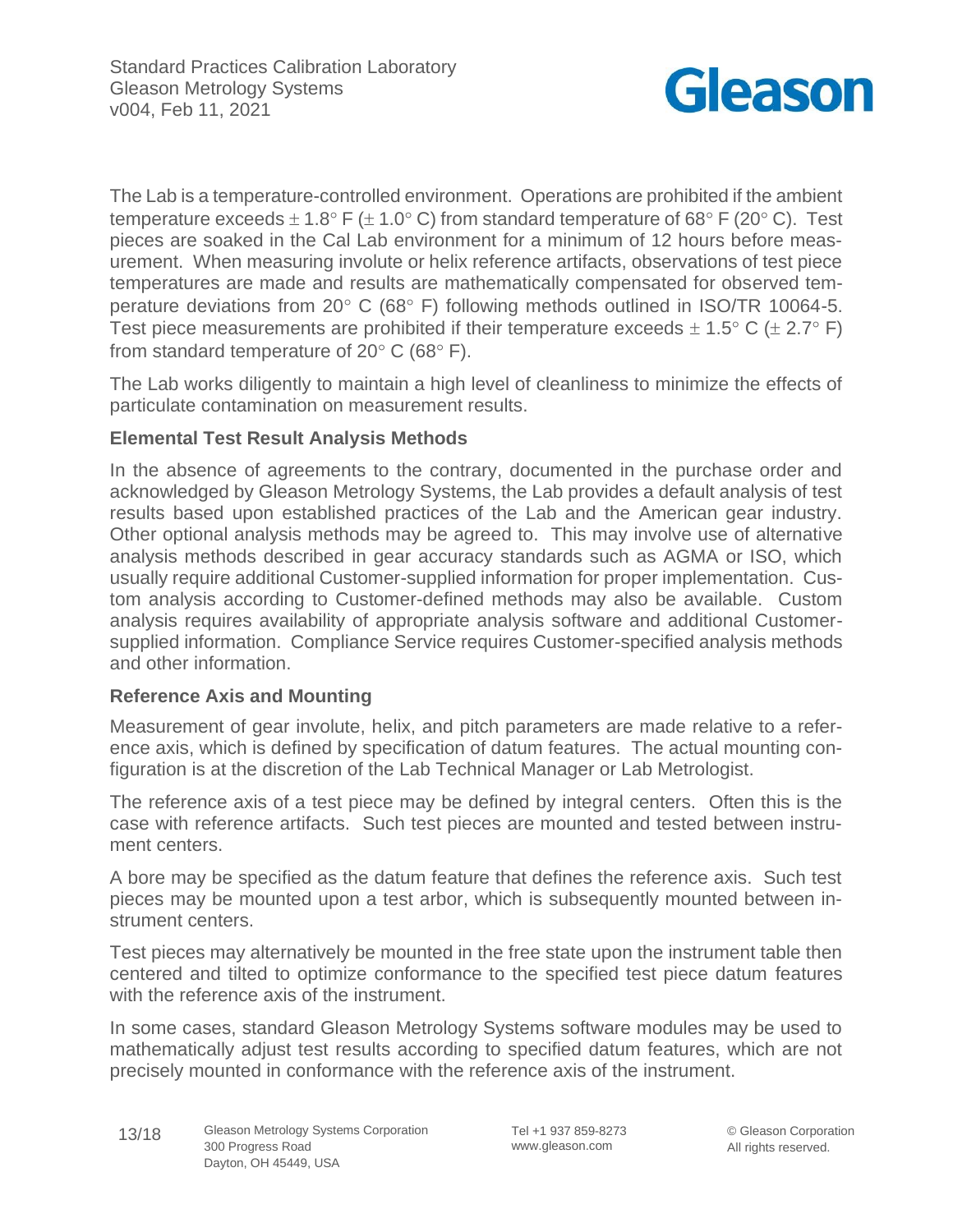The Lab is a temperature-controlled environment. Operations are prohibited if the ambient temperature exceeds ± 1.8° F (± 1.0° C) from standard temperature of 68° F (20° C). Test pieces are soaked in the Cal Lab environment for a minimum of 12 hours before measurement. When measuring involute or helix reference artifacts, observations of test piece temperatures are made and results are mathematically compensated for observed temperature deviations from 20° C (68° F) following methods outlined in ISO/TR 10064-5. Test piece measurements are prohibited if their temperature exceeds ± 1.5° C (± 2.7° F) from standard temperature of 20° C (68° F).

The Lab works diligently to maintain a high level of cleanliness to minimize the effects of particulate contamination on measurement results.

### Elemental Test Result Analysis Methods

In the absence of agreements to the contrary, documented in the purchase order and acknowledged by Gleason Metrology Systems, the Lab provides a default analysis of test results based upon established practices of the Lab and the American gear industry. Other optional analysis methods may be agreed to. This may involve use of alternative analysis methods described in gear accuracy standards such as AGMA or ISO, which usually require additional Customer-supplied information for proper implementation. Custom analysis according to Customer-defined methods may also be available. Custom analysis requires availability of appropriate analysis software and additional Customer-supplied information. Compliance Service requires Customer-specified analysis methods and other information.

### Reference Axis and Mounting

Measurement of gear involute, helix, and pitch parameters are made relative to a reference axis, which is defined by specification of datum features. The actual mounting configuration is at the discretion of the Lab Technical Manager or Lab Metrologist.

The reference axis of a test piece may be defined by integral centers. Often this is the case with reference artifacts. Such test pieces are mounted and tested between instrument centers.

A bore may be specified as the datum feature that defines the reference axis. Such test pieces may be mounted upon a test arbor, which is subsequently mounted between instrument centers.

Test pieces may alternatively be mounted in the free state upon the instrument table then centered and tilted to optimize conformance to the specified test piece datum features with the reference axis of the instrument.

In some cases, standard Gleason Metrology Systems software modules may be used to mathematically adjust test results according to specified datum features, which are not precisely mounted in conformance with the reference axis of the instrument.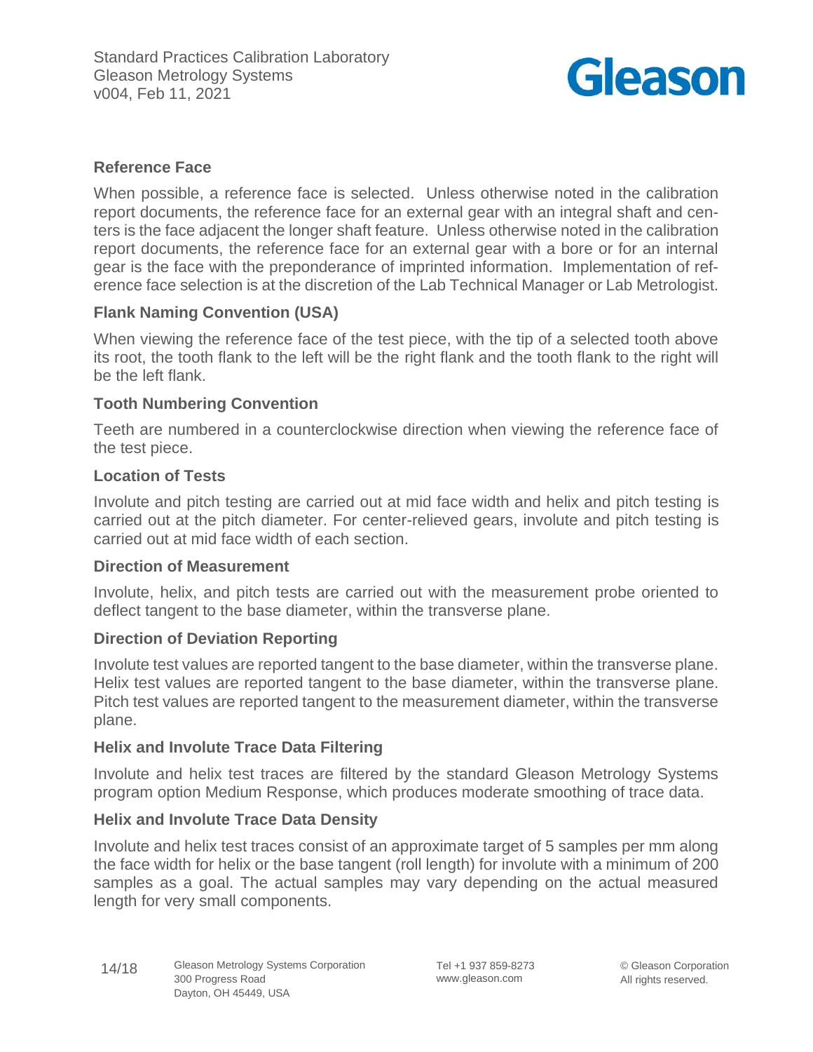### Reference Face

When possible, a reference face is selected. Unless otherwise noted in the calibration report documents, the reference face for an external gear with an integral shaft and centers is the face adjacent the longer shaft feature. Unless otherwise noted in the calibration report documents, the reference face for an external gear with a bore or for an internal gear is the face with the preponderance of imprinted information. Implementation of reference face selection is at the discretion of the Lab Technical Manager or Lab Metrologist.

### Flank Naming Convention (USA)

When viewing the reference face of the test piece, with the tip of a selected tooth above its root, the tooth flank to the left will be the right flank and the tooth flank to the right will be the left flank.

### Tooth Numbering Convention

Teeth are numbered in a counterclockwise direction when viewing the reference face of the test piece.

### Location of Tests

Involute and pitch testing are carried out at mid face width and helix and pitch testing is carried out at the pitch diameter. For center-relieved gears, involute and pitch testing is carried out at mid face width of each section.

### Direction of Measurement

Involute, helix, and pitch tests are carried out with the measurement probe oriented to deflect tangent to the base diameter, within the transverse plane.

### Direction of Deviation Reporting

Involute test values are reported tangent to the base diameter, within the transverse plane. Helix test values are reported tangent to the base diameter, within the transverse plane. Pitch test values are reported tangent to the measurement diameter, within the transverse plane.

### Helix and Involute Trace Data Filtering

Involute and helix test traces are filtered by the standard Gleason Metrology Systems program option Medium Response, which produces moderate smoothing of trace data.

### Helix and Involute Trace Data Density

Involute and helix test traces consist of an approximate target of 5 samples per mm along the face width for helix or the base tangent (roll length) for involute with a minimum of 200 samples as a goal. The actual samples may vary depending on the actual measured length for very small components.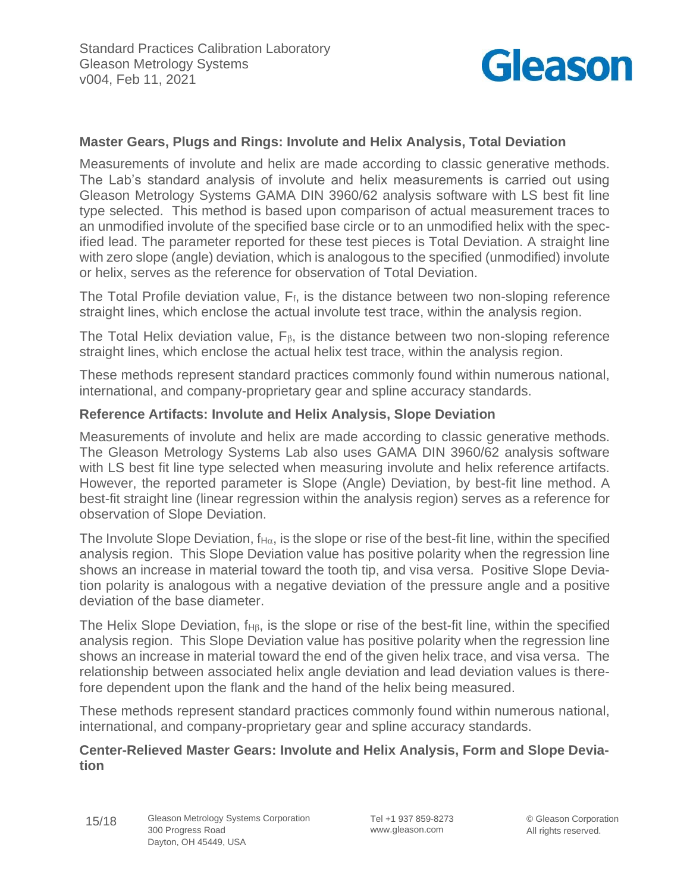## Master Gears, Plugs and Rings: Involute and Helix Analysis, Total Deviation

Measurements of involute and helix are made according to classic generative methods. The Lab's standard analysis of involute and helix measurements is carried out using Gleason Metrology Systems GAMA DIN 3960/62 analysis software with LS best fit line type selected. This method is based upon comparison of actual measurement traces to an unmodified involute of the specified base circle or to an unmodified helix with the specified lead. The parameter reported for these test pieces is Total Deviation. A straight line with zero slope (angle) deviation, which is analogous to the specified (unmodified) involute or helix, serves as the reference for observation of Total Deviation.

The Total Profile deviation value, $F_f$, is the distance between two non-sloping reference straight lines, which enclose the actual involute test trace, within the analysis region.

The Total Helix deviation value, $F_\beta$, is the distance between two non-sloping reference straight lines, which enclose the actual helix test trace, within the analysis region.

These methods represent standard practices commonly found within numerous national, international, and company-proprietary gear and spline accuracy standards.

## Reference Artifacts: Involute and Helix Analysis, Slope Deviation

Measurements of involute and helix are made according to classic generative methods. The Gleason Metrology Systems Lab also uses GAMA DIN 3960/62 analysis software with LS best fit line type selected when measuring involute and helix reference artifacts. However, the reported parameter is Slope (Angle) Deviation, by best-fit line method. A best-fit straight line (linear regression within the analysis region) serves as a reference for observation of Slope Deviation.

The Involute Slope Deviation, $f_{H\alpha}$, is the slope or rise of the best-fit line, within the specified analysis region. This Slope Deviation value has positive polarity when the regression line shows an increase in material toward the tooth tip, and visa versa. Positive Slope Deviation polarity is analogous with a negative deviation of the pressure angle and a positive deviation of the base diameter.

The Helix Slope Deviation, $f_{H\beta}$, is the slope or rise of the best-fit line, within the specified analysis region. This Slope Deviation value has positive polarity when the regression line shows an increase in material toward the end of the given helix trace, and visa versa. The relationship between associated helix angle deviation and lead deviation values is therefore dependent upon the flank and the hand of the helix being measured.

These methods represent standard practices commonly found within numerous national, international, and company-proprietary gear and spline accuracy standards.

## Center-Relieved Master Gears: Involute and Helix Analysis, Form and Slope Deviation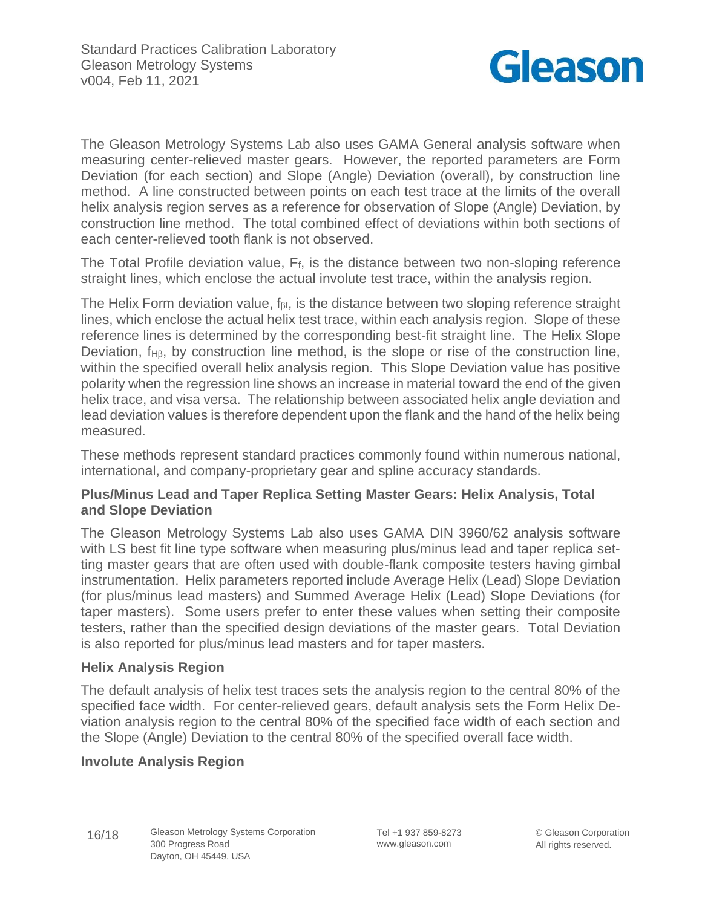The Gleason Metrology Systems Lab also uses GAMA General analysis software when measuring center-relieved master gears. However, the reported parameters are Form Deviation (for each section) and Slope (Angle) Deviation (overall), by construction line method. A line constructed between points on each test trace at the limits of the overall helix analysis region serves as a reference for observation of Slope (Angle) Deviation, by construction line method. The total combined effect of deviations within both sections of each center-relieved tooth flank is not observed.

The Total Profile deviation value, $F_f$, is the distance between two non-sloping reference straight lines, which enclose the actual involute test trace, within the analysis region.

The Helix Form deviation value, $f_{\beta f}$, is the distance between two sloping reference straight lines, which enclose the actual helix test trace, within each analysis region. Slope of these reference lines is determined by the corresponding best-fit straight line. The Helix Slope Deviation, $f_{H\beta}$, by construction line method, is the slope or rise of the construction line, within the specified overall helix analysis region. This Slope Deviation value has positive polarity when the regression line shows an increase in material toward the end of the given helix trace, and visa versa. The relationship between associated helix angle deviation and lead deviation values is therefore dependent upon the flank and the hand of the helix being measured.

These methods represent standard practices commonly found within numerous national, international, and company-proprietary gear and spline accuracy standards.

### Plus/Minus Lead and Taper Replica Setting Master Gears: Helix Analysis, Total and Slope Deviation

The Gleason Metrology Systems Lab also uses GAMA DIN 3960/62 analysis software with LS best fit line type software when measuring plus/minus lead and taper replica setting master gears that are often used with double-flank composite testers having gimbal instrumentation. Helix parameters reported include Average Helix (Lead) Slope Deviation (for plus/minus lead masters) and Summed Average Helix (Lead) Slope Deviations (for taper masters). Some users prefer to enter these values when setting their composite testers, rather than the specified design deviations of the master gears. Total Deviation is also reported for plus/minus lead masters and for taper masters.

### Helix Analysis Region

The default analysis of helix test traces sets the analysis region to the central 80% of the specified face width. For center-relieved gears, default analysis sets the Form Helix Deviation analysis region to the central 80% of the specified face width of each section and the Slope (Angle) Deviation to the central 80% of the specified overall face width.

### Involute Analysis Region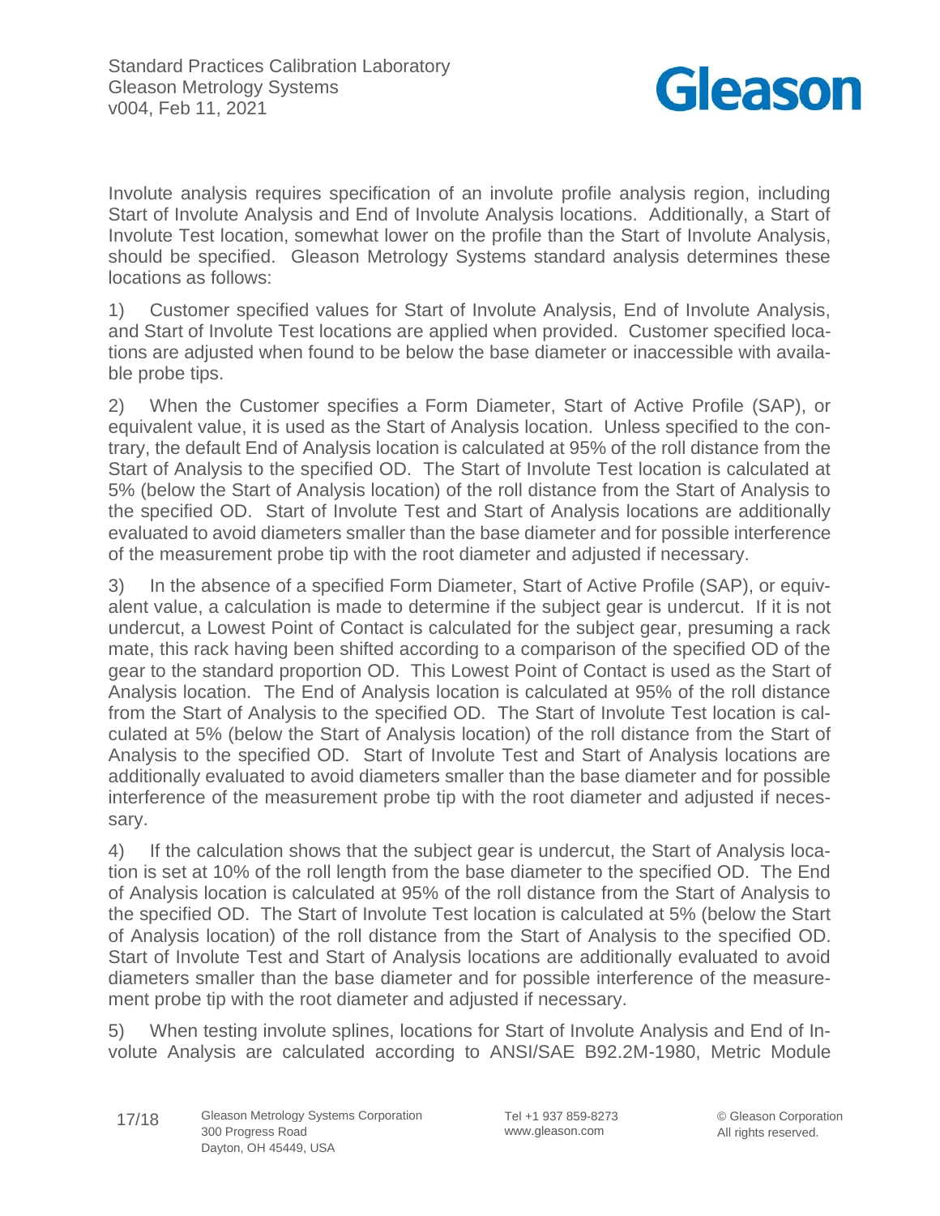Involute analysis requires specification of an involute profile analysis region, including Start of Involute Analysis and End of Involute Analysis locations. Additionally, a Start of Involute Test location, somewhat lower on the profile than the Start of Involute Analysis, should be specified. Gleason Metrology Systems standard analysis determines these locations as follows:

1) Customer specified values for Start of Involute Analysis, End of Involute Analysis, and Start of Involute Test locations are applied when provided. Customer specified locations are adjusted when found to be below the base diameter or inaccessible with available probe tips.

2) When the Customer specifies a Form Diameter, Start of Active Profile (SAP), or equivalent value, it is used as the Start of Analysis location. Unless specified to the contrary, the default End of Analysis location is calculated at 95% of the roll distance from the Start of Analysis to the specified OD. The Start of Involute Test location is calculated at 5% (below the Start of Analysis location) of the roll distance from the Start of Analysis to the specified OD. Start of Involute Test and Start of Analysis locations are additionally evaluated to avoid diameters smaller than the base diameter and for possible interference of the measurement probe tip with the root diameter and adjusted if necessary.

3) In the absence of a specified Form Diameter, Start of Active Profile (SAP), or equivalent value, a calculation is made to determine if the subject gear is undercut. If it is not undercut, a Lowest Point of Contact is calculated for the subject gear, presuming a rack mate, this rack having been shifted according to a comparison of the specified OD of the gear to the standard proportion OD. This Lowest Point of Contact is used as the Start of Analysis location. The End of Analysis location is calculated at 95% of the roll distance from the Start of Analysis to the specified OD. The Start of Involute Test location is calculated at 5% (below the Start of Analysis location) of the roll distance from the Start of Analysis to the specified OD. Start of Involute Test and Start of Analysis locations are additionally evaluated to avoid diameters smaller than the base diameter and for possible interference of the measurement probe tip with the root diameter and adjusted if necessary.

4) If the calculation shows that the subject gear is undercut, the Start of Analysis location is set at 10% of the roll length from the base diameter to the specified OD. The End of Analysis location is calculated at 95% of the roll distance from the Start of Analysis to the specified OD. The Start of Involute Test location is calculated at 5% (below the Start of Analysis location) of the roll distance from the Start of Analysis to the specified OD. Start of Involute Test and Start of Analysis locations are additionally evaluated to avoid diameters smaller than the base diameter and for possible interference of the measurement probe tip with the root diameter and adjusted if necessary.

5) When testing involute splines, locations for Start of Involute Analysis and End of Involute Analysis are calculated according to ANSI/SAE B92.2M-1980, Metric Module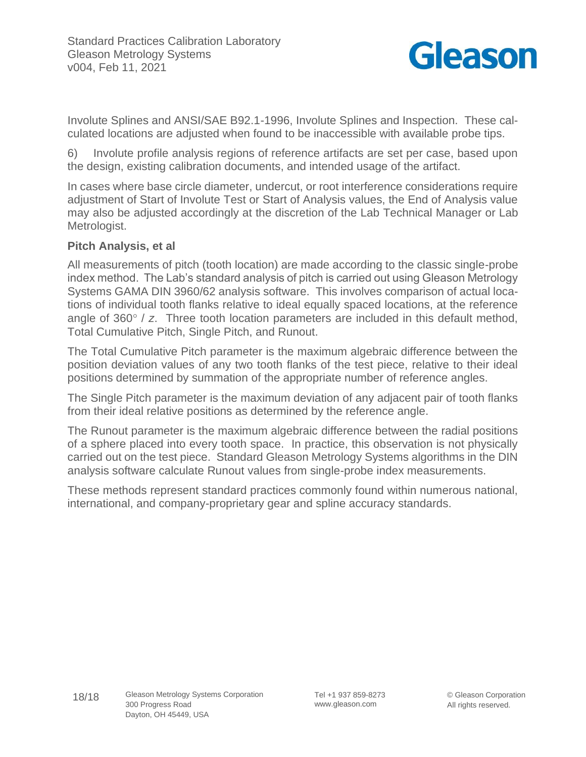Involute Splines and ANSI/SAE B92.1-1996, Involute Splines and Inspection. These calculated locations are adjusted when found to be inaccessible with available probe tips.

6) Involute profile analysis regions of reference artifacts are set per case, based upon the design, existing calibration documents, and intended usage of the artifact.

In cases where base circle diameter, undercut, or root interference considerations require adjustment of Start of Involute Test or Start of Analysis values, the End of Analysis value may also be adjusted accordingly at the discretion of the Lab Technical Manager or Lab Metrologist.

**Pitch Analysis, et al**

All measurements of pitch (tooth location) are made according to the classic single-probe index method. The Lab's standard analysis of pitch is carried out using Gleason Metrology Systems GAMA DIN 3960/62 analysis software. This involves comparison of actual locations of individual tooth flanks relative to ideal equally spaced locations, at the reference angle of $360° / z$. Three tooth location parameters are included in this default method, Total Cumulative Pitch, Single Pitch, and Runout.

The Total Cumulative Pitch parameter is the maximum algebraic difference between the position deviation values of any two tooth flanks of the test piece, relative to their ideal positions determined by summation of the appropriate number of reference angles.

The Single Pitch parameter is the maximum deviation of any adjacent pair of tooth flanks from their ideal relative positions as determined by the reference angle.

The Runout parameter is the maximum algebraic difference between the radial positions of a sphere placed into every tooth space. In practice, this observation is not physically carried out on the test piece. Standard Gleason Metrology Systems algorithms in the DIN analysis software calculate Runout values from single-probe index measurements.

These methods represent standard practices commonly found within numerous national, international, and company-proprietary gear and spline accuracy standards.